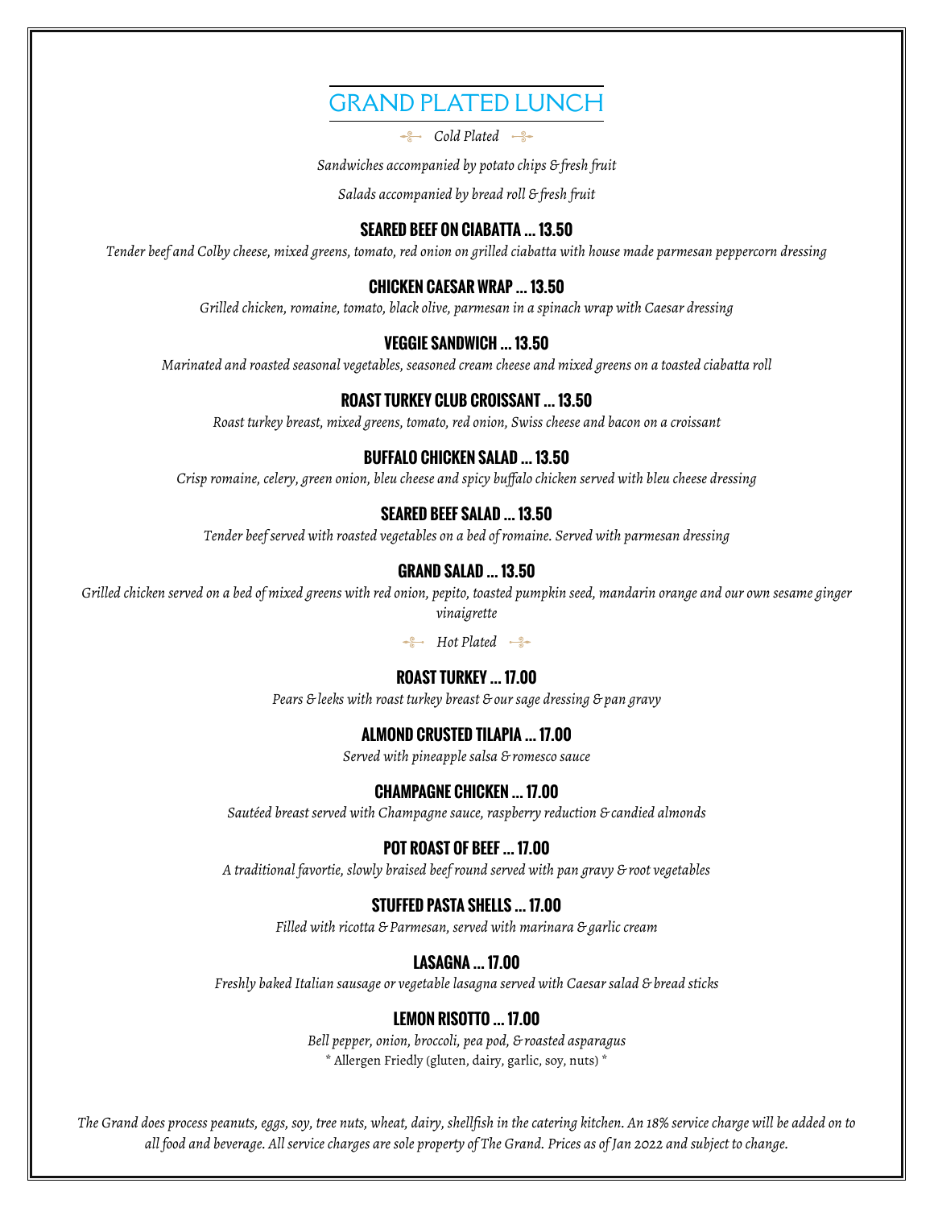# GRAND PLATED LUNCH

*Cold Plated*

*Sandwiches accompanied by potato chips & fresh fruit*

*Salads accompanied by bread roll & fresh fruit*

### SEARED BEEF ON CIABATTA ... 13.50

*Tender beef and Colby cheese, mixed greens, tomato, red onion on grilled ciabatta with house made parmesan peppercorn dressing*

### CHICKEN CAESAR WRAP ... 13.50

*Grilled chicken, romaine, tomato, black olive, parmesan in a spinach wrap with Caesar dressing*

### VEGGIE SANDWICH ... 13.50

*Marinated and roasted seasonal vegetables, seasoned cream cheese and mixed greens on a toasted ciabatta roll*

### ROAST TURKEY CLUB CROISSANT ... 13.50

*Roast turkey breast, mixed greens, tomato, red onion, Swiss cheese and bacon on a croissant*

### BUFFALO CHICKEN SALAD ... 13.50

*Crisp romaine, celery, green onion, bleu cheese and spicy buffalo chicken served with bleu cheese dressing*

### SEARED BEEF SALAD ... 13.50

*Tender beef served with roasted vegetables on a bed of romaine. Served with parmesan dressing*

### GRAND SALAD ... 13.50

*Grilled chicken served on a bed of mixed greens with red onion, pepito, toasted pumpkin seed, mandarin orange and our own sesame ginger vinaigrette*

*Hot Plated*

### ROAST TURKEY ... 17.00

*Pears & leeks with roast turkey breast & our sage dressing & pan gravy*

### ALMOND CRUSTED TILAPIA ... 17.00

*Served with pineapple salsa & romesco sauce*

### CHAMPAGNE CHICKEN ... 17.00

*Sautéed breast served with Champagne sauce, raspberry reduction & candied almonds*

### POT ROAST OF BEEF ... 17.00

*A traditional favortie, slowly braised beef round served with pan gravy & root vegetables*

### STUFFED PASTA SHELLS ... 17.00

*Filled with ricotta & Parmesan, served with marinara & garlic cream*

### LASAGNA ... 17.00

*Freshly baked Italian sausage or vegetable lasagna served with Caesar salad & bread sticks*

### LEMON RISOTTO ... 17.00

*Bell pepper, onion, broccoli, pea pod, & roasted asparagus*

* Allergen Friedly (gluten, dairy, garlic, soy, nuts) *

*The Grand does process peanuts, eggs, soy, tree nuts, wheat, dairy, shellfish in the catering kitchen. An 18% service charge will be added on to all food and beverage. All service charges are sole property of The Grand. Prices as of Jan 2022 and subject to change.*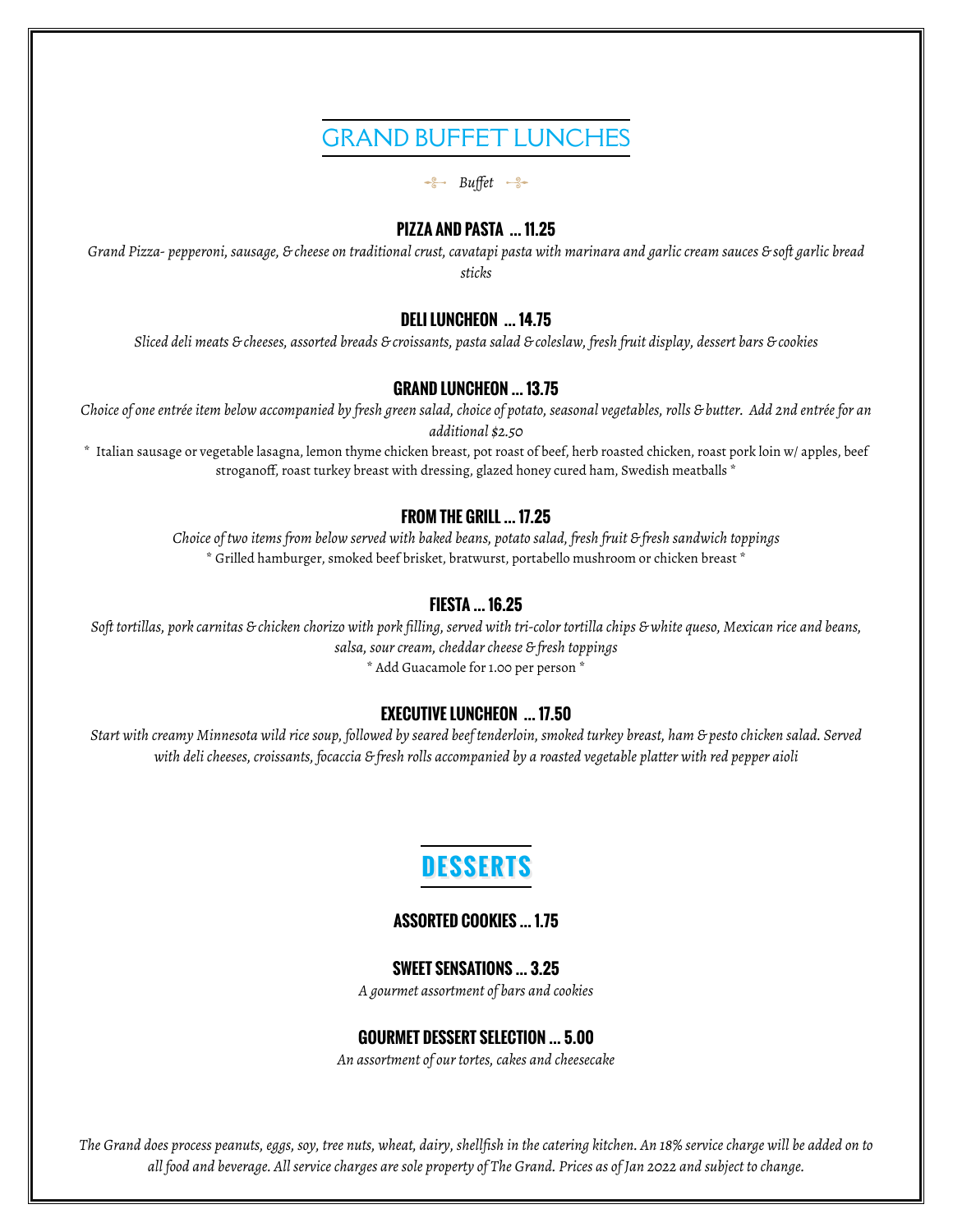# GRAND BUFFET LUNCHES

*Buffet*

### PIZZA AND PASTA ... 11.25

*Grand Pizza- pepperoni, sausage, & cheese on traditional crust, cavatapi pasta with marinara and garlic cream sauces & soft garlic bread sticks*

### DELI LUNCHEON ... 14.75

*Sliced deli meats & cheeses, assorted breads & croissants, pasta salad & coleslaw, fresh fruit display, dessert bars & cookies*

### GRAND LUNCHEON ... 13.75

*Choice of one entrée item below accompanied by fresh green salad, choice of potato, seasonal vegetables, rolls & butter. Add 2nd entrée for an additional $2.50*

\* Italian sausage or vegetable lasagna, lemon thyme chicken breast, pot roast of beef, herb roasted chicken, roast pork loin w/ apples, beef stroganoff, roast turkey breast with dressing, glazed honey cured ham, Swedish meatballs *

### FROM THE GRILL ... 17.25

*Choice of two items from below served with baked beans, potato salad, fresh fruit & fresh sandwich toppings*

\* Grilled hamburger, smoked beef brisket, bratwurst, portabello mushroom or chicken breast *

### FIESTA ... 16.25

*Soft tortillas, pork carnitas & chicken chorizo with pork filling, served with tri-color tortilla chips & white queso, Mexican rice and beans, salsa, sour cream, cheddar cheese & fresh toppings*

\* Add Guacamole for 1.00 per person *

### EXECUTIVE LUNCHEON ... 17.50

*Start with creamy Minnesota wild rice soup, followed by seared beef tenderloin, smoked turkey breast, ham & pesto chicken salad. Served with deli cheeses, croissants, focaccia & fresh rolls accompanied by a roasted vegetable platter with red pepper aioli*

# DESSERTS

### ASSORTED COOKIES ... 1.75

### SWEET SENSATIONS ... 3.25

*A gourmet assortment of bars and cookies*

### GOURMET DESSERT SELECTION ... 5.00

*An assortment of our tortes, cakes and cheesecake*

*The Grand does process peanuts, eggs, soy, tree nuts, wheat, dairy, shellfish in the catering kitchen. An 18% service charge will be added on to all food and beverage. All service charges are sole property of The Grand. Prices as of Jan 2022 and subject to change.*